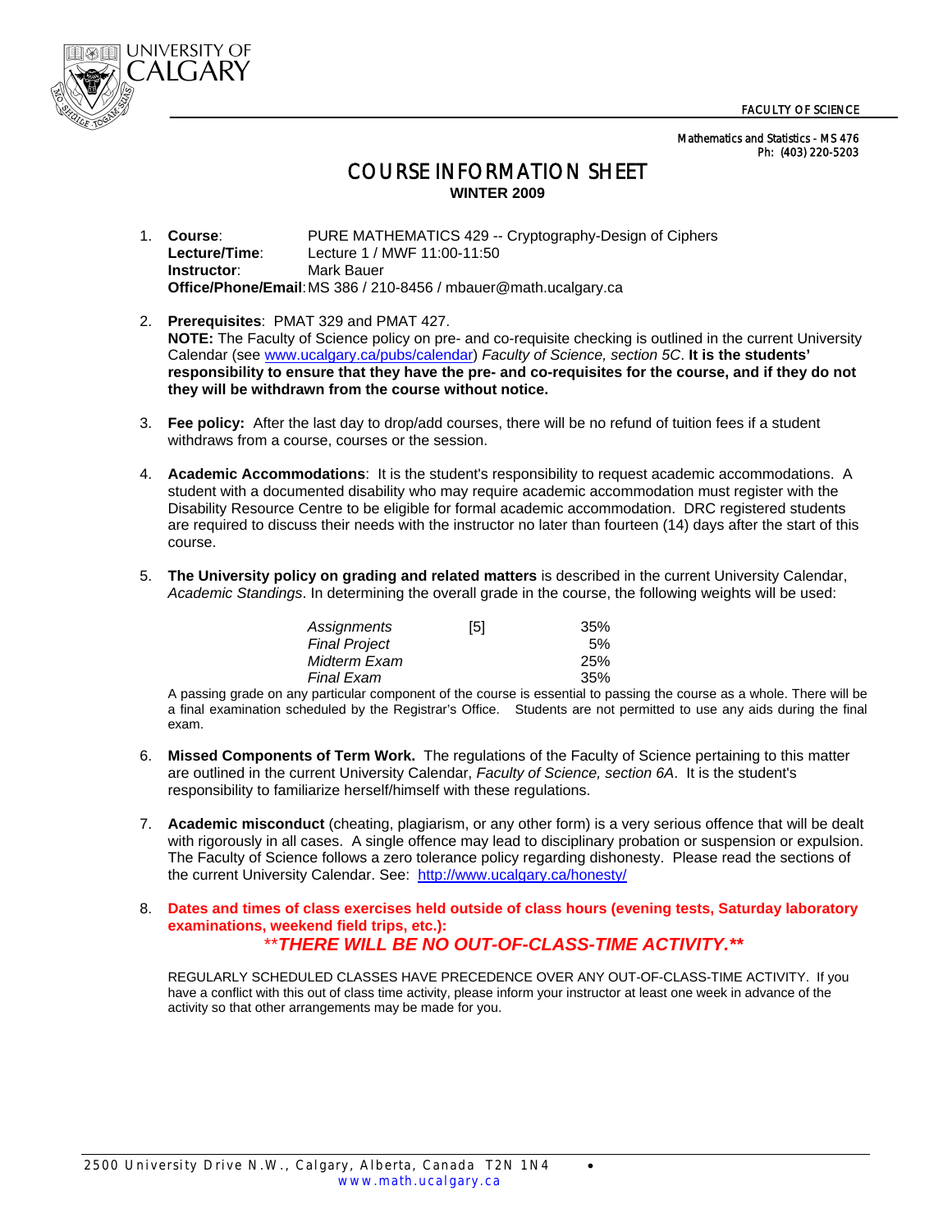UNIVERSITY OF CALGARY

FACULTY OF SCIENCE

Mathematics and Statistics - MS 476
Ph: (403) 220-5203

# COURSE INFORMATION SHEET

**WINTER 2009**

1. **Course**: PURE MATHEMATICS 429 -- Cryptography-Design of Ciphers
   **Lecture/Time**: Lecture 1 / MWF 11:00-11:50
   **Instructor**: Mark Bauer
   **Office/Phone/Email**: MS 386 / 210-8456 / mbauer@math.ucalgary.ca

2. **Prerequisites**: PMAT 329 and PMAT 427.
   **NOTE:** The Faculty of Science policy on pre- and co-requisite checking is outlined in the current University Calendar (see www.ucalgary.ca/pubs/calendar) *Faculty of Science, section 5C*. **It is the students' responsibility to ensure that they have the pre- and co-requisites for the course, and if they do not they will be withdrawn from the course without notice.**

3. **Fee policy:** After the last day to drop/add courses, there will be no refund of tuition fees if a student withdraws from a course, courses or the session.

4. **Academic Accommodations**: It is the student's responsibility to request academic accommodations. A student with a documented disability who may require academic accommodation must register with the Disability Resource Centre to be eligible for formal academic accommodation. DRC registered students are required to discuss their needs with the instructor no later than fourteen (14) days after the start of this course.

5. **The University policy on grading and related matters** is described in the current University Calendar, *Academic Standings*. In determining the overall grade in the course, the following weights will be used:

| | | |
|---|---|---|
| *Assignments* | [5] | 35% |
| *Final Project* | | 5% |
| *Midterm Exam* | | 25% |
| *Final Exam* | | 35% |

   A passing grade on any particular component of the course is essential to passing the course as a whole. There will be a final examination scheduled by the Registrar's Office. Students are not permitted to use any aids during the final exam.

6. **Missed Components of Term Work.** The regulations of the Faculty of Science pertaining to this matter are outlined in the current University Calendar, *Faculty of Science, section 6A*. It is the student's responsibility to familiarize herself/himself with these regulations.

7. **Academic misconduct** (cheating, plagiarism, or any other form) is a very serious offence that will be dealt with rigorously in all cases. A single offence may lead to disciplinary probation or suspension or expulsion. The Faculty of Science follows a zero tolerance policy regarding dishonesty. Please read the sections of the current University Calendar. See: http://www.ucalgary.ca/honesty/

8. **Dates and times of class exercises held outside of class hours (evening tests, Saturday laboratory examinations, weekend field trips, etc.):**

   ***\*\*THERE WILL BE NO OUT-OF-CLASS-TIME ACTIVITY.\*\****

   REGULARLY SCHEDULED CLASSES HAVE PRECEDENCE OVER ANY OUT-OF-CLASS-TIME ACTIVITY. If you have a conflict with this out of class time activity, please inform your instructor at least one week in advance of the activity so that other arrangements may be made for you.

2500 University Drive N.W., Calgary, Alberta, Canada T2N 1N4 • www.math.ucalgary.ca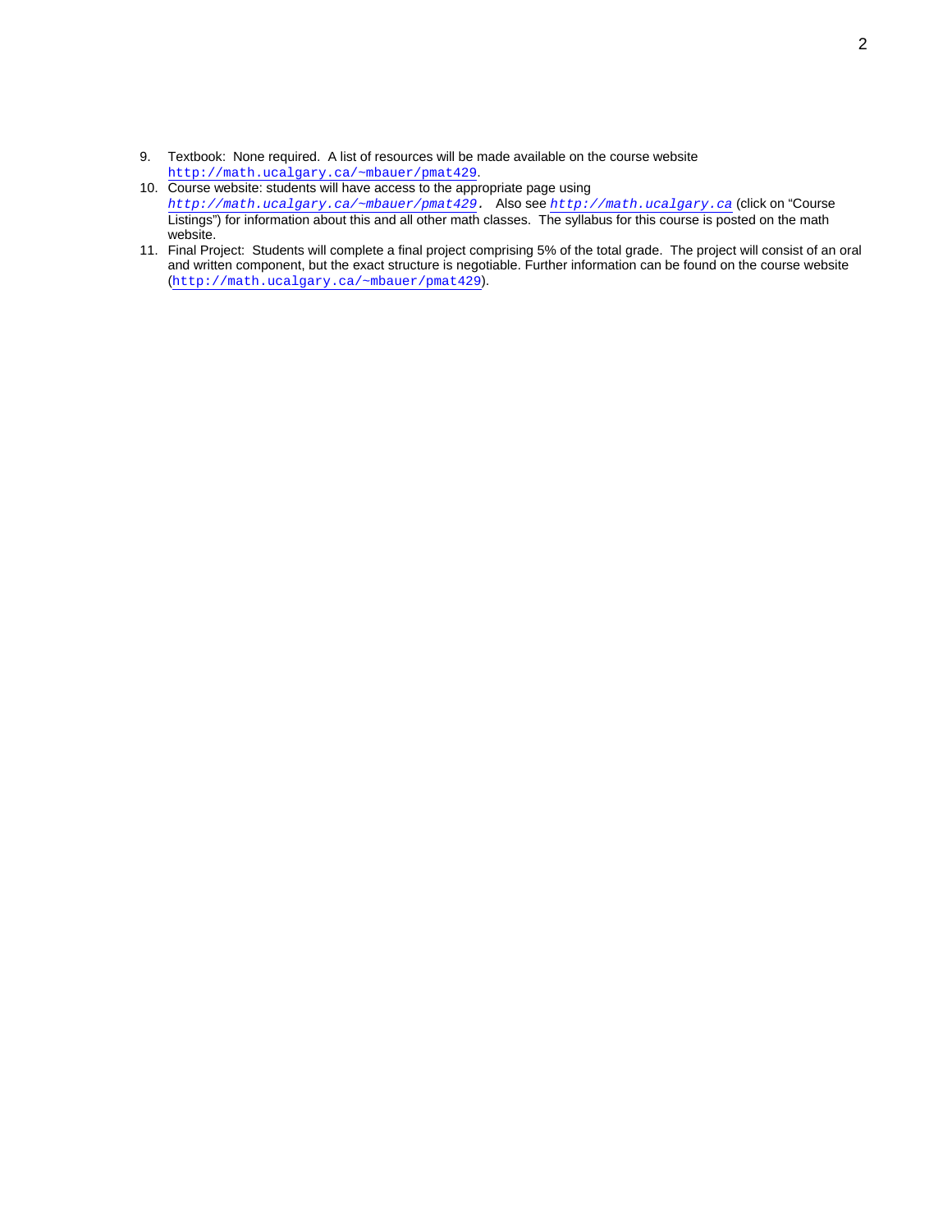9. Textbook: None required. A list of resources will be made available on the course website http://math.ucalgary.ca/~mbauer/pmat429.
10. Course website: students will have access to the appropriate page using *http://math.ucalgary.ca/~mbauer/pmat429*. Also see *http://math.ucalgary.ca* (click on "Course Listings") for information about this and all other math classes. The syllabus for this course is posted on the math website.
11. Final Project: Students will complete a final project comprising 5% of the total grade. The project will consist of an oral and written component, but the exact structure is negotiable. Further information can be found on the course website (http://math.ucalgary.ca/~mbauer/pmat429).